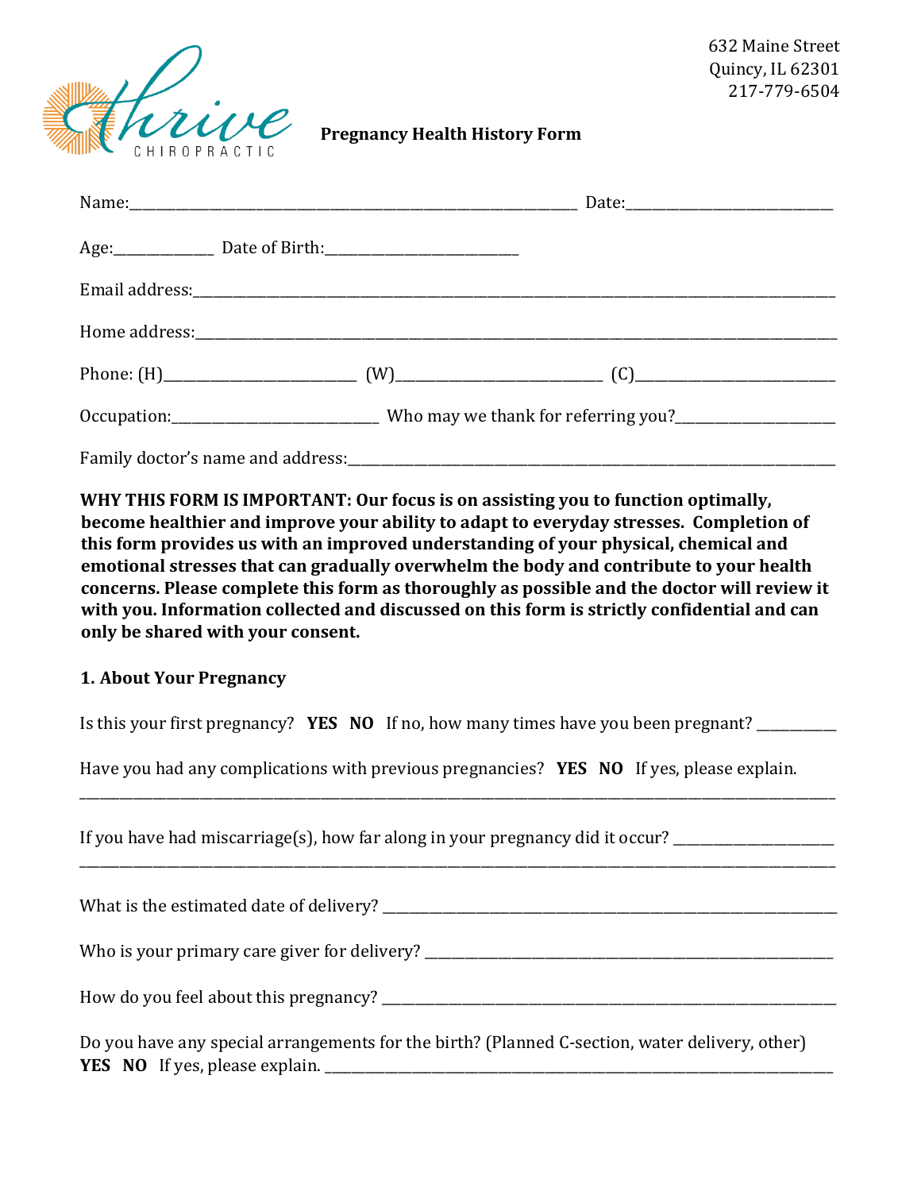632 Maine Street
Quincy, IL 62301
217-779-6504

Thrive CHIROPRACTIC

**Pregnancy Health History Form**

Name:_______________________________________________ Date:________________________

Age:__________ Date of Birth:______________________

Email address:___________________________________________________________________

Home address:___________________________________________________________________

Phone: (H)_____________________ (W)_______________________ (C)______________________

Occupation:______________________ Who may we thank for referring you?_________________

Family doctor's name and address:_________________________________________________

**WHY THIS FORM IS IMPORTANT: Our focus is on assisting you to function optimally, become healthier and improve your ability to adapt to everyday stresses. Completion of this form provides us with an improved understanding of your physical, chemical and emotional stresses that can gradually overwhelm the body and contribute to your health concerns. Please complete this form as thoroughly as possible and the doctor will review it with you. Information collected and discussed on this form is strictly confidential and can only be shared with your consent.**

**1. About Your Pregnancy**

Is this your first pregnancy? **YES** **NO** If no, how many times have you been pregnant? _________

Have you had any complications with previous pregnancies? **YES** **NO** If yes, please explain.
______________________________________________________________________________

If you have had miscarriage(s), how far along in your pregnancy did it occur? _________________
______________________________________________________________________________

What is the estimated date of delivery? ________________________________________________

Who is your primary care giver for delivery? ____________________________________________

How do you feel about this pregnancy? _________________________________________________

Do you have any special arrangements for the birth? (Planned C-section, water delivery, other)
**YES** **NO** If yes, please explain. ________________________________________________________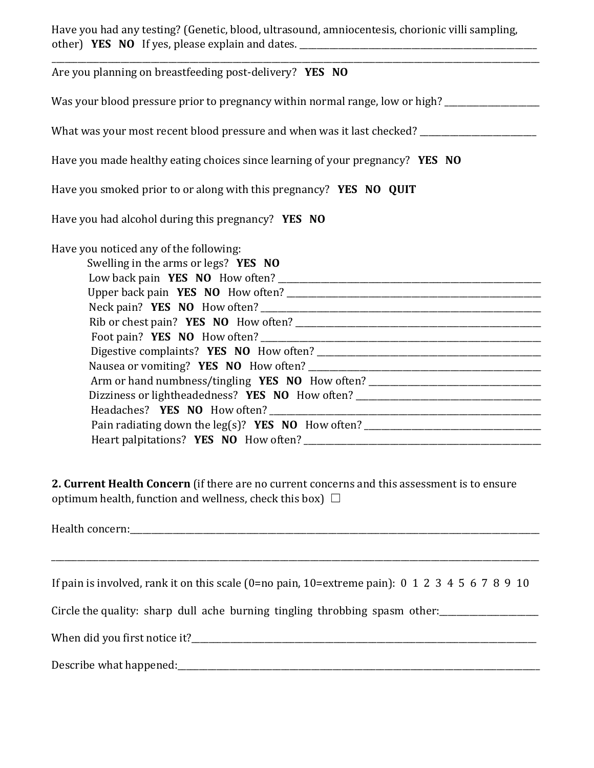Have you had any testing? (Genetic, blood, ultrasound, amniocentesis, chorionic villi sampling, other) **YES NO** If yes, please explain and dates. ______________________________________________________________________________________________________

Are you planning on breastfeeding post-delivery? **YES NO**

Was your blood pressure prior to pregnancy within normal range, low or high? ____________________

What was your most recent blood pressure and when was it last checked? ________________________

Have you made healthy eating choices since learning of your pregnancy? **YES NO**

Have you smoked prior to or along with this pregnancy? **YES NO QUIT**

Have you had alcohol during this pregnancy? **YES NO**

Have you noticed any of the following:

- Swelling in the arms or legs? **YES NO**
- Low back pain **YES NO** How often? ____________________________________________
- Upper back pain **YES NO** How often? __________________________________________
- Neck pain? **YES NO** How often? _______________________________________________
- Rib or chest pain? **YES NO** How often? ________________________________________
- Foot pain? **YES NO** How often? _______________________________________________
- Digestive complaints? **YES NO** How often? _____________________________________
- Nausea or vomiting? **YES NO** How often? ______________________________________
- Arm or hand numbness/tingling **YES NO** How often? _____________________________
- Dizziness or lightheadedness? **YES NO** How often? ______________________________
- Headaches? **YES NO** How often? ______________________________________________
- Pain radiating down the leg(s)? **YES NO** How often? _____________________________
- Heart palpitations? **YES NO** How often? _______________________________________

**2. Current Health Concern** (if there are no current concerns and this assessment is to ensure optimum health, function and wellness, check this box) ☐

Health concern:_____________________________________________________________________________

______________________________________________________________________________________________

If pain is involved, rank it on this scale (0=no pain, 10=extreme pain): 0 1 2 3 4 5 6 7 8 9 10

Circle the quality: sharp dull ache burning tingling throbbing spasm other:____________________

When did you first notice it?___________________________________________________________________

Describe what happened:_______________________________________________________________________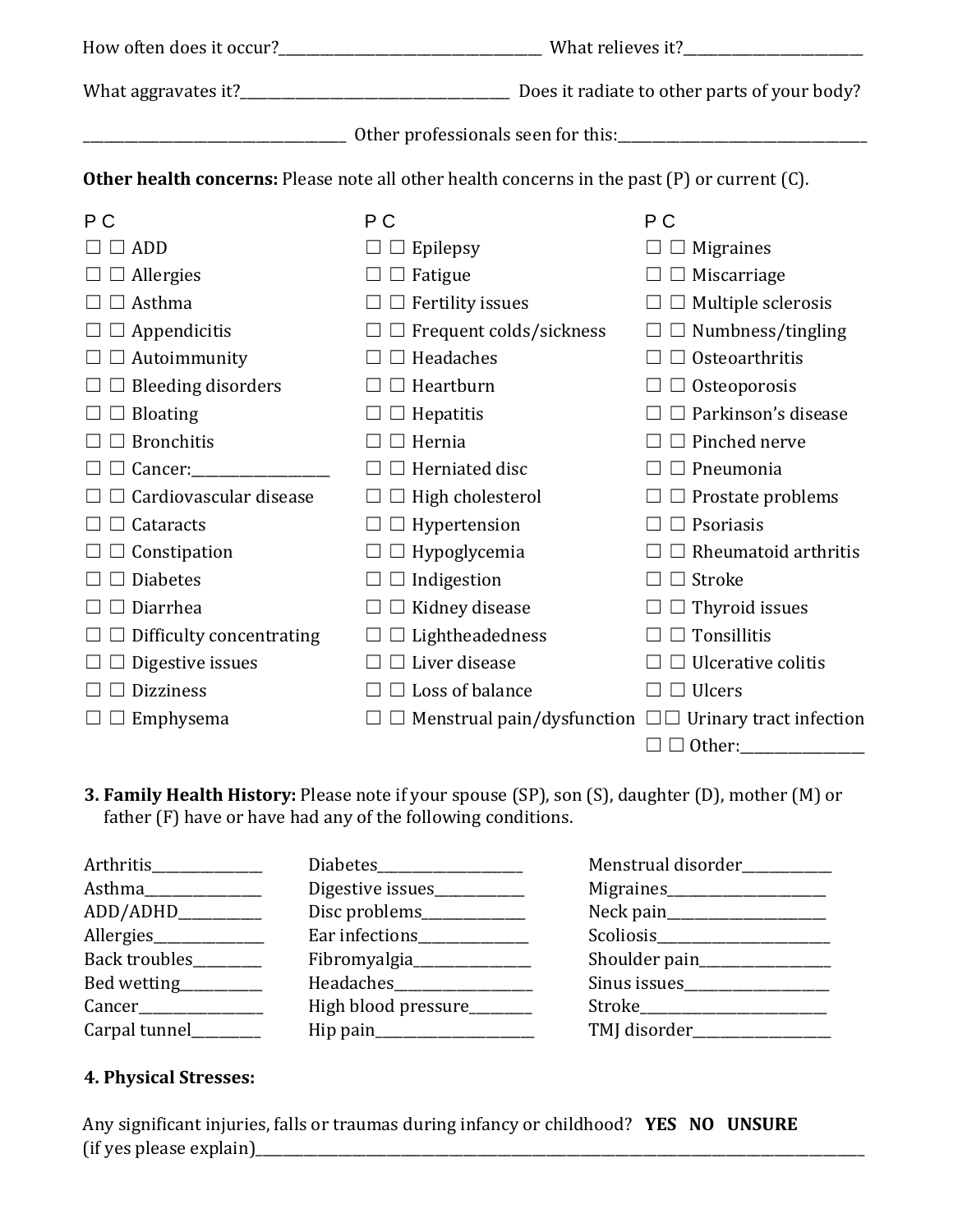How often does it occur?_____________________________________ What relieves it?__________________________

What aggravates it?______________________________________ Does it radiate to other parts of your body?

_____________________________________ Other professionals seen for this:_____________________________________

**Other health concerns:** Please note all other health concerns in the past (P) or current (C).

| P C | | P C | | P C | |
|---|---|---|---|---|---|
| ☐ ☐ | ADD | ☐ ☐ | Epilepsy | ☐ ☐ | Migraines |
| ☐ ☐ | Allergies | ☐ ☐ | Fatigue | ☐ ☐ | Miscarriage |
| ☐ ☐ | Asthma | ☐ ☐ | Fertility issues | ☐ ☐ | Multiple sclerosis |
| ☐ ☐ | Appendicitis | ☐ ☐ | Frequent colds/sickness | ☐ ☐ | Numbness/tingling |
| ☐ ☐ | Autoimmunity | ☐ ☐ | Headaches | ☐ ☐ | Osteoarthritis |
| ☐ ☐ | Bleeding disorders | ☐ ☐ | Heartburn | ☐ ☐ | Osteoporosis |
| ☐ ☐ | Bloating | ☐ ☐ | Hepatitis | ☐ ☐ | Parkinson's disease |
| ☐ ☐ | Bronchitis | ☐ ☐ | Hernia | ☐ ☐ | Pinched nerve |
| ☐ ☐ | Cancer:___________________ | ☐ ☐ | Herniated disc | ☐ ☐ | Pneumonia |
| ☐ ☐ | Cardiovascular disease | ☐ ☐ | High cholesterol | ☐ ☐ | Prostate problems |
| ☐ ☐ | Cataracts | ☐ ☐ | Hypertension | ☐ ☐ | Psoriasis |
| ☐ ☐ | Constipation | ☐ ☐ | Hypoglycemia | ☐ ☐ | Rheumatoid arthritis |
| ☐ ☐ | Diabetes | ☐ ☐ | Indigestion | ☐ ☐ | Stroke |
| ☐ ☐ | Diarrhea | ☐ ☐ | Kidney disease | ☐ ☐ | Thyroid issues |
| ☐ ☐ | Difficulty concentrating | ☐ ☐ | Lightheadedness | ☐ ☐ | Tonsillitis |
| ☐ ☐ | Digestive issues | ☐ ☐ | Liver disease | ☐ ☐ | Ulcerative colitis |
| ☐ ☐ | Dizziness | ☐ ☐ | Loss of balance | ☐ ☐ | Ulcers |
| ☐ ☐ | Emphysema | ☐ ☐ | Menstrual pain/dysfunction | ☐ ☐ | Urinary tract infection |
| | | | | ☐ ☐ | Other:_________________ |

**3. Family Health History:** Please note if your spouse (SP), son (S), daughter (D), mother (M) or father (F) have or have had any of the following conditions.

| | | |
|---|---|---|
| Arthritis_______________ | Diabetes____________________ | Menstrual disorder____________ |
| Asthma________________ | Digestive issues____________ | Migraines______________________ |
| ADD/ADHD___________ | Disc problems______________ | Neck pain______________________ |
| Allergies_______________ | Ear infections_______________ | Scoliosis________________________ |
| Back troubles_________ | Fibromyalgia________________ | Shoulder pain__________________ |
| Bed wetting___________ | Headaches__________________ | Sinus issues____________________ |
| Cancer_________________ | High blood pressure________ | Stroke__________________________ |
| Carpal tunnel_________ | Hip pain______________________ | TMJ disorder___________________ |

**4. Physical Stresses:**

Any significant injuries, falls or traumas during infancy or childhood? **YES NO UNSURE**
(if yes please explain)_____________________________________________________________________________________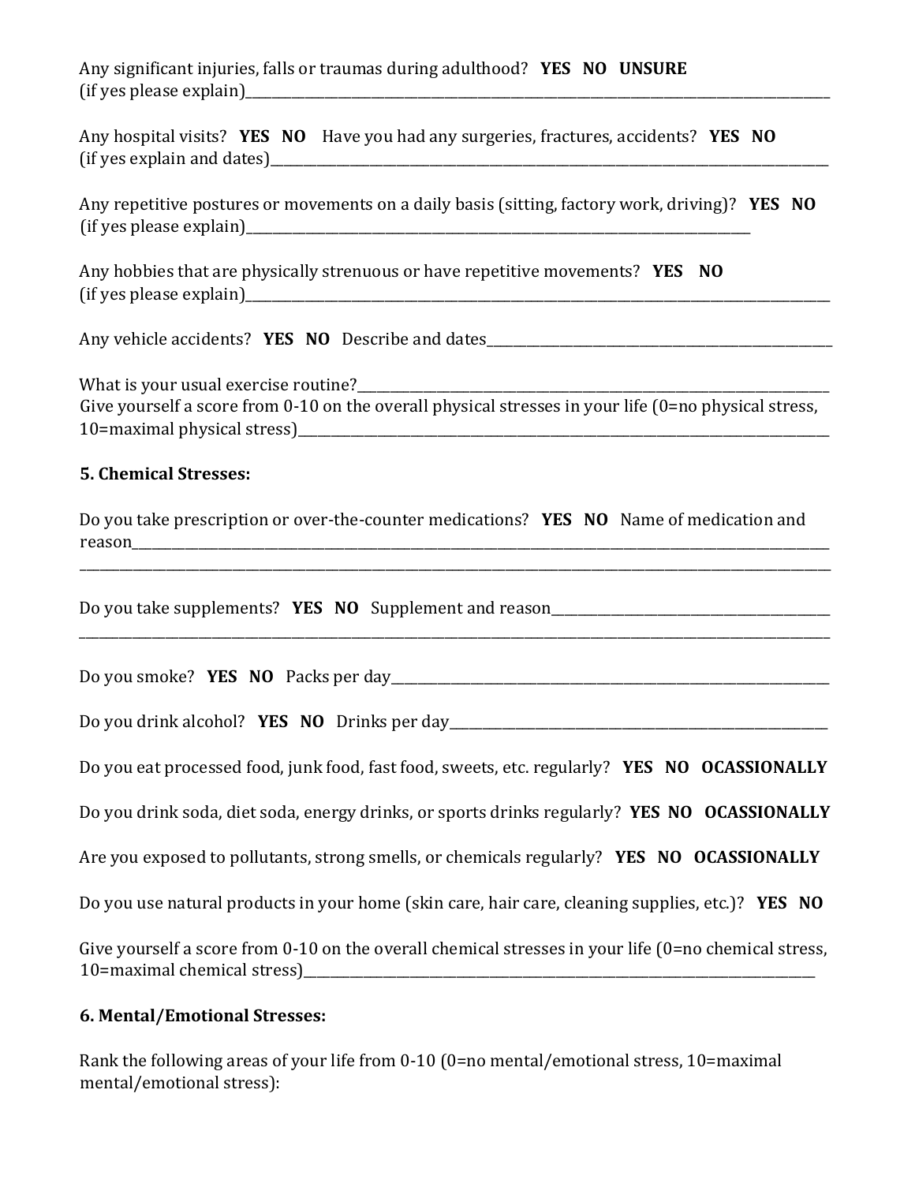Any significant injuries, falls or traumas during adulthood? **YES NO UNSURE**
(if yes please explain)______________________________________________________________________________________

Any hospital visits? **YES NO** Have you had any surgeries, fractures, accidents? **YES NO**
(if yes explain and dates)___________________________________________________________________________________

Any repetitive postures or movements on a daily basis (sitting, factory work, driving)? **YES NO**
(if yes please explain)_________________________________________________________________________

Any hobbies that are physically strenuous or have repetitive movements? **YES NO**
(if yes please explain)______________________________________________________________________________________

Any vehicle accidents? **YES NO** Describe and dates______________________________________________________

What is your usual exercise routine?_________________________________________________________________
Give yourself a score from 0-10 on the overall physical stresses in your life (0=no physical stress, 10=maximal physical stress)______________________________________________________________________________

**5. Chemical Stresses:**

Do you take prescription or over-the-counter medications? **YES NO** Name of medication and reason_____________________________________________________________________________________________________
_____________________________________________________________________________________________________________

Do you take supplements? **YES NO** Supplement and reason________________________________________
_____________________________________________________________________________________________________________

Do you smoke? **YES NO** Packs per day_____________________________________________________________

Do you drink alcohol? **YES NO** Drinks per day_____________________________________________________

Do you eat processed food, junk food, fast food, sweets, etc. regularly? **YES NO OCASSIONALLY**

Do you drink soda, diet soda, energy drinks, or sports drinks regularly? **YES NO OCASSIONALLY**

Are you exposed to pollutants, strong smells, or chemicals regularly? **YES NO OCASSIONALLY**

Do you use natural products in your home (skin care, hair care, cleaning supplies, etc.)? **YES NO**

Give yourself a score from 0-10 on the overall chemical stresses in your life (0=no chemical stress, 10=maximal chemical stress)__________________________________________________________________________

**6. Mental/Emotional Stresses:**

Rank the following areas of your life from 0-10 (0=no mental/emotional stress, 10=maximal mental/emotional stress):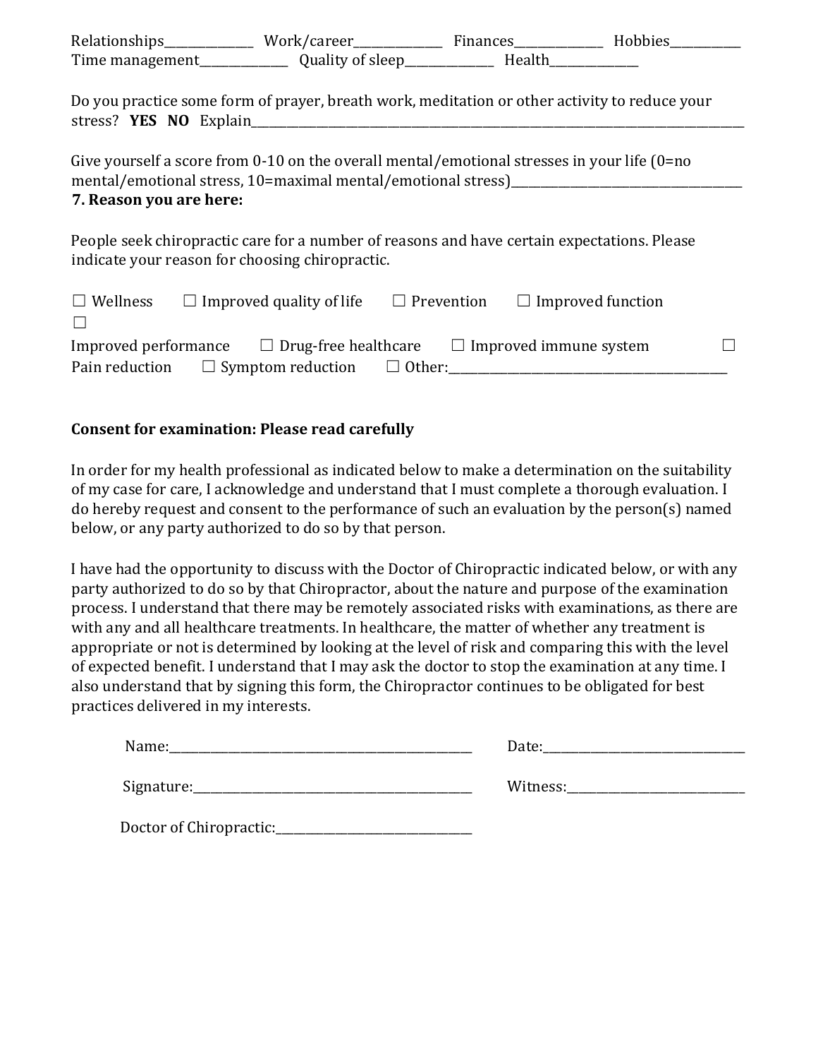Relationships______________ Work/career______________ Finances______________ Hobbies___________
Time management______________ Quality of sleep______________ Health______________

Do you practice some form of prayer, breath work, meditation or other activity to reduce your stress? **YES NO** Explain________________________________________________________________________________

Give yourself a score from 0-10 on the overall mental/emotional stresses in your life (0=no mental/emotional stress, 10=maximal mental/emotional stress)_______________________________________

**7. Reason you are here:**

People seek chiropractic care for a number of reasons and have certain expectations. Please indicate your reason for choosing chiropractic.

☐ Wellness ☐ Improved quality of life ☐ Prevention ☐ Improved function
☐ Improved performance ☐ Drug-free healthcare ☐ Improved immune system
☐ Pain reduction ☐ Symptom reduction ☐ Other:_____________________________________________

**Consent for examination: Please read carefully**

In order for my health professional as indicated below to make a determination on the suitability of my case for care, I acknowledge and understand that I must complete a thorough evaluation. I do hereby request and consent to the performance of such an evaluation by the person(s) named below, or any party authorized to do so by that person.

I have had the opportunity to discuss with the Doctor of Chiropractic indicated below, or with any party authorized to do so by that Chiropractor, about the nature and purpose of the examination process. I understand that there may be remotely associated risks with examinations, as there are with any and all healthcare treatments. In healthcare, the matter of whether any treatment is appropriate or not is determined by looking at the level of risk and comparing this with the level of expected benefit. I understand that I may ask the doctor to stop the examination at any time. I also understand that by signing this form, the Chiropractor continues to be obligated for best practices delivered in my interests.

Name:_________________________________________________ Date:________________________________

Signature:_____________________________________________ Witness:_____________________________

Doctor of Chiropractic:_______________________________